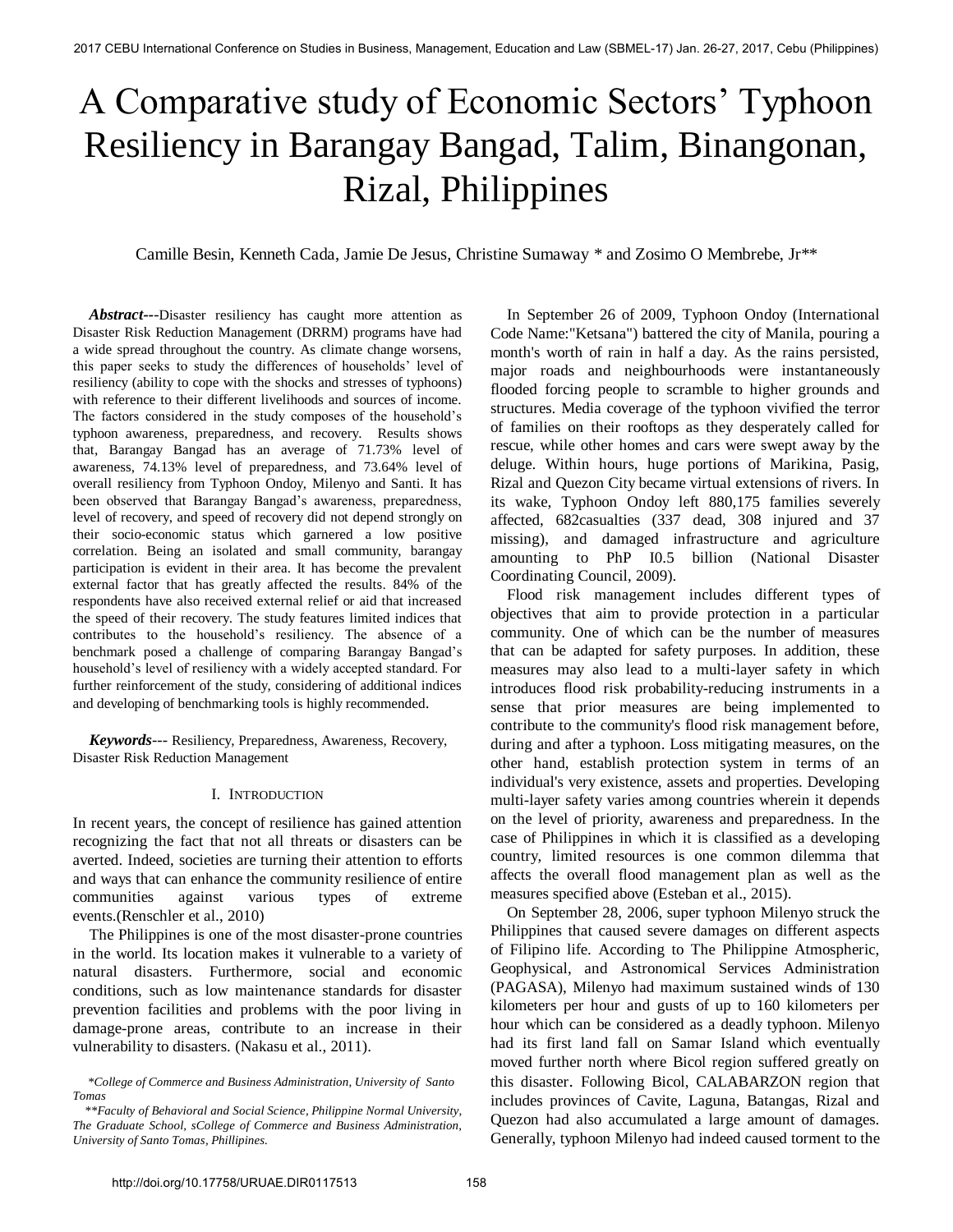# A Comparative study of Economic Sectors' Typhoon Resiliency in Barangay Bangad, Talim, Binangonan, Rizal, Philippines

Camille Besin, Kenneth Cada, Jamie De Jesus, Christine Sumaway * and Zosimo O Membrebe, Jr**

***Abstract***---Disaster resiliency has caught more attention as Disaster Risk Reduction Management (DRRM) programs have had a wide spread throughout the country. As climate change worsens, this paper seeks to study the differences of households' level of resiliency (ability to cope with the shocks and stresses of typhoons) with reference to their different livelihoods and sources of income. The factors considered in the study composes of the household's typhoon awareness, preparedness, and recovery. Results shows that, Barangay Bangad has an average of 71.73% level of awareness, 74.13% level of preparedness, and 73.64% level of overall resiliency from Typhoon Ondoy, Milenyo and Santi. It has been observed that Barangay Bangad's awareness, preparedness, level of recovery, and speed of recovery did not depend strongly on their socio-economic status which garnered a low positive correlation. Being an isolated and small community, barangay participation is evident in their area. It has become the prevalent external factor that has greatly affected the results. 84% of the respondents have also received external relief or aid that increased the speed of their recovery. The study features limited indices that contributes to the household's resiliency. The absence of a benchmark posed a challenge of comparing Barangay Bangad's household's level of resiliency with a widely accepted standard. For further reinforcement of the study, considering of additional indices and developing of benchmarking tools is highly recommended.

***Keywords***--- Resiliency, Preparedness, Awareness, Recovery, Disaster Risk Reduction Management

## I. Introduction

In recent years, the concept of resilience has gained attention recognizing the fact that not all threats or disasters can be averted. Indeed, societies are turning their attention to efforts and ways that can enhance the community resilience of entire communities against various types of extreme events.(Renschler et al., 2010)

The Philippines is one of the most disaster-prone countries in the world. Its location makes it vulnerable to a variety of natural disasters. Furthermore, social and economic conditions, such as low maintenance standards for disaster prevention facilities and problems with the poor living in damage-prone areas, contribute to an increase in their vulnerability to disasters. (Nakasu et al., 2011).

*\*College of Commerce and Business Administration, University of Santo Tomas*

*\*\*Faculty of Behavioral and Social Science, Philippine Normal University, The Graduate School, sCollege of Commerce and Business Administration, University of Santo Tomas, Phillipines.*

In September 26 of 2009, Typhoon Ondoy (International Code Name:"Ketsana") battered the city of Manila, pouring a month's worth of rain in half a day. As the rains persisted, major roads and neighbourhoods were instantaneously flooded forcing people to scramble to higher grounds and structures. Media coverage of the typhoon vivified the terror of families on their rooftops as they desperately called for rescue, while other homes and cars were swept away by the deluge. Within hours, huge portions of Marikina, Pasig, Rizal and Quezon City became virtual extensions of rivers. In its wake, Typhoon Ondoy left 880,175 families severely affected, 682casualties (337 dead, 308 injured and 37 missing), and damaged infrastructure and agriculture amounting to PhP I0.5 billion (National Disaster Coordinating Council, 2009).

Flood risk management includes different types of objectives that aim to provide protection in a particular community. One of which can be the number of measures that can be adapted for safety purposes. In addition, these measures may also lead to a multi-layer safety in which introduces flood risk probability-reducing instruments in a sense that prior measures are being implemented to contribute to the community's flood risk management before, during and after a typhoon. Loss mitigating measures, on the other hand, establish protection system in terms of an individual's very existence, assets and properties. Developing multi-layer safety varies among countries wherein it depends on the level of priority, awareness and preparedness. In the case of Philippines in which it is classified as a developing country, limited resources is one common dilemma that affects the overall flood management plan as well as the measures specified above (Esteban et al., 2015).

On September 28, 2006, super typhoon Milenyo struck the Philippines that caused severe damages on different aspects of Filipino life. According to The Philippine Atmospheric, Geophysical, and Astronomical Services Administration (PAGASA), Milenyo had maximum sustained winds of 130 kilometers per hour and gusts of up to 160 kilometers per hour which can be considered as a deadly typhoon. Milenyo had its first land fall on Samar Island which eventually moved further north where Bicol region suffered greatly on this disaster. Following Bicol, CALABARZON region that includes provinces of Cavite, Laguna, Batangas, Rizal and Quezon had also accumulated a large amount of damages. Generally, typhoon Milenyo had indeed caused torment to the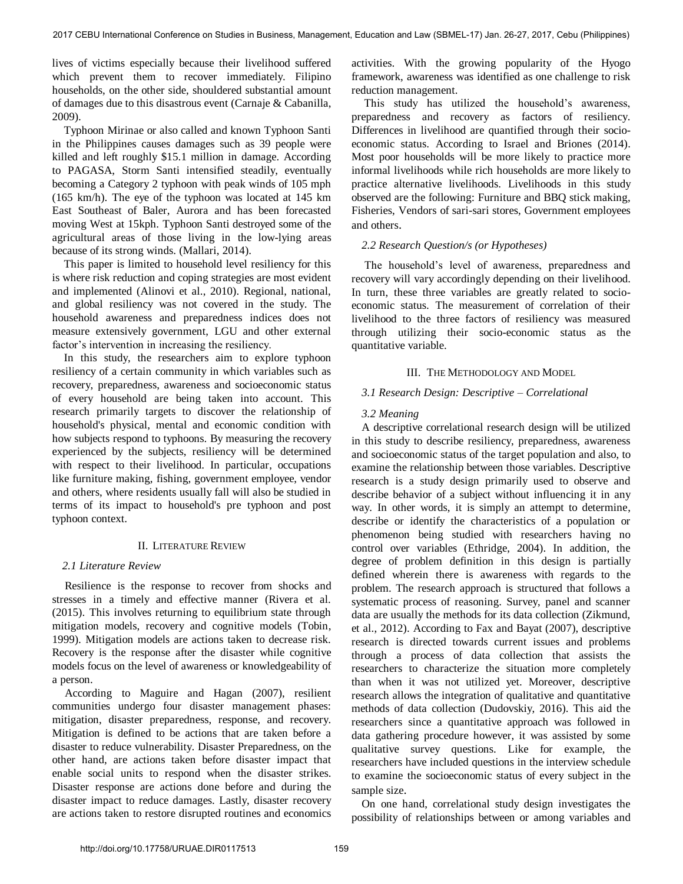lives of victims especially because their livelihood suffered which prevent them to recover immediately. Filipino households, on the other side, shouldered substantial amount of damages due to this disastrous event (Carnaje & Cabanilla, 2009).

Typhoon Mirinae or also called and known Typhoon Santi in the Philippines causes damages such as 39 people were killed and left roughly $15.1 million in damage. According to PAGASA, Storm Santi intensified steadily, eventually becoming a Category 2 typhoon with peak winds of 105 mph (165 km/h). The eye of the typhoon was located at 145 km East Southeast of Baler, Aurora and has been forecasted moving West at 15kph. Typhoon Santi destroyed some of the agricultural areas of those living in the low-lying areas because of its strong winds. (Mallari, 2014).

This paper is limited to household level resiliency for this is where risk reduction and coping strategies are most evident and implemented (Alinovi et al., 2010). Regional, national, and global resiliency was not covered in the study. The household awareness and preparedness indices does not measure extensively government, LGU and other external factor's intervention in increasing the resiliency.

In this study, the researchers aim to explore typhoon resiliency of a certain community in which variables such as recovery, preparedness, awareness and socioeconomic status of every household are being taken into account. This research primarily targets to discover the relationship of household's physical, mental and economic condition with how subjects respond to typhoons. By measuring the recovery experienced by the subjects, resiliency will be determined with respect to their livelihood. In particular, occupations like furniture making, fishing, government employee, vendor and others, where residents usually fall will also be studied in terms of its impact to household's pre typhoon and post typhoon context.

## II. Literature Review

### 2.1 Literature Review

Resilience is the response to recover from shocks and stresses in a timely and effective manner (Rivera et al. (2015). This involves returning to equilibrium state through mitigation models, recovery and cognitive models (Tobin, 1999). Mitigation models are actions taken to decrease risk. Recovery is the response after the disaster while cognitive models focus on the level of awareness or knowledgeability of a person.

According to Maguire and Hagan (2007), resilient communities undergo four disaster management phases: mitigation, disaster preparedness, response, and recovery. Mitigation is defined to be actions that are taken before a disaster to reduce vulnerability. Disaster Preparedness, on the other hand, are actions taken before disaster impact that enable social units to respond when the disaster strikes. Disaster response are actions done before and during the disaster impact to reduce damages. Lastly, disaster recovery are actions taken to restore disrupted routines and economics activities. With the growing popularity of the Hyogo framework, awareness was identified as one challenge to risk reduction management.

This study has utilized the household's awareness, preparedness and recovery as factors of resiliency. Differences in livelihood are quantified through their socio-economic status. According to Israel and Briones (2014). Most poor households will be more likely to practice more informal livelihoods while rich households are more likely to practice alternative livelihoods. Livelihoods in this study observed are the following: Furniture and BBQ stick making, Fisheries, Vendors of sari-sari stores, Government employees and others.

### 2.2 Research Question/s (or Hypotheses)

The household's level of awareness, preparedness and recovery will vary accordingly depending on their livelihood. In turn, these three variables are greatly related to socio-economic status. The measurement of correlation of their livelihood to the three factors of resiliency was measured through utilizing their socio-economic status as the quantitative variable.

## III. The Methodology and Model

### 3.1 Research Design: Descriptive – Correlational

### 3.2 Meaning

A descriptive correlational research design will be utilized in this study to describe resiliency, preparedness, awareness and socioeconomic status of the target population and also, to examine the relationship between those variables. Descriptive research is a study design primarily used to observe and describe behavior of a subject without influencing it in any way. In other words, it is simply an attempt to determine, describe or identify the characteristics of a population or phenomenon being studied with researchers having no control over variables (Ethridge, 2004). In addition, the degree of problem definition in this design is partially defined wherein there is awareness with regards to the problem. The research approach is structured that follows a systematic process of reasoning. Survey, panel and scanner data are usually the methods for its data collection (Zikmund, et al., 2012). According to Fax and Bayat (2007), descriptive research is directed towards current issues and problems through a process of data collection that assists the researchers to characterize the situation more completely than when it was not utilized yet. Moreover, descriptive research allows the integration of qualitative and quantitative methods of data collection (Dudovskiy, 2016). This aid the researchers since a quantitative approach was followed in data gathering procedure however, it was assisted by some qualitative survey questions. Like for example, the researchers have included questions in the interview schedule to examine the socioeconomic status of every subject in the sample size.

On one hand, correlational study design investigates the possibility of relationships between or among variables and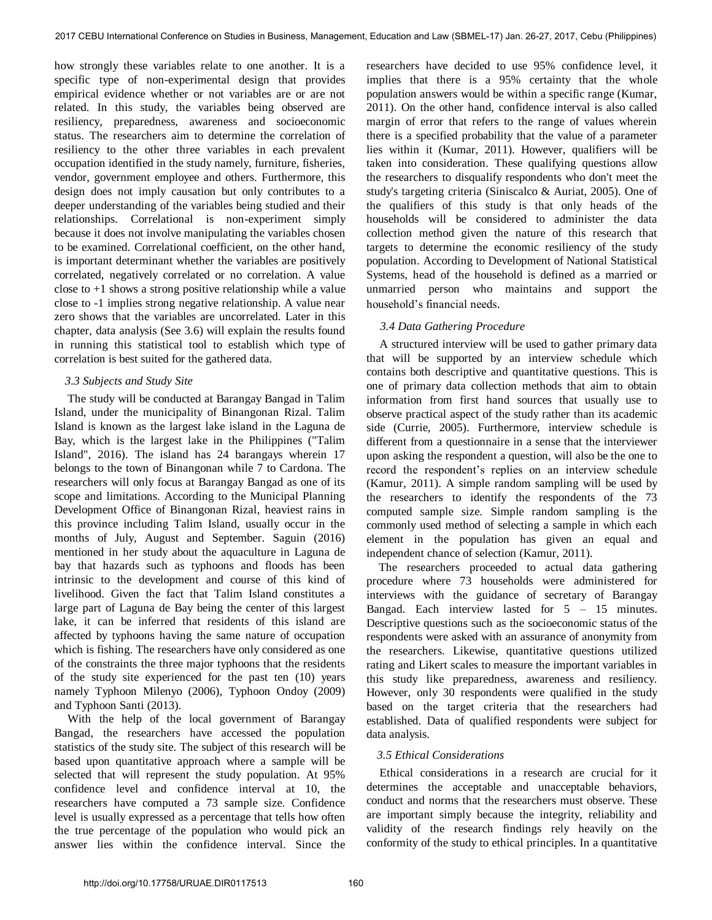how strongly these variables relate to one another. It is a specific type of non-experimental design that provides empirical evidence whether or not variables are or are not related. In this study, the variables being observed are resiliency, preparedness, awareness and socioeconomic status. The researchers aim to determine the correlation of resiliency to the other three variables in each prevalent occupation identified in the study namely, furniture, fisheries, vendor, government employee and others. Furthermore, this design does not imply causation but only contributes to a deeper understanding of the variables being studied and their relationships. Correlational is non-experiment simply because it does not involve manipulating the variables chosen to be examined. Correlational coefficient, on the other hand, is important determinant whether the variables are positively correlated, negatively correlated or no correlation. A value close to +1 shows a strong positive relationship while a value close to -1 implies strong negative relationship. A value near zero shows that the variables are uncorrelated. Later in this chapter, data analysis (See 3.6) will explain the results found in running this statistical tool to establish which type of correlation is best suited for the gathered data.

### *3.3 Subjects and Study Site*

The study will be conducted at Barangay Bangad in Talim Island, under the municipality of Binangonan Rizal. Talim Island is known as the largest lake island in the Laguna de Bay, which is the largest lake in the Philippines ("Talim Island", 2016). The island has 24 barangays wherein 17 belongs to the town of Binangonan while 7 to Cardona. The researchers will only focus at Barangay Bangad as one of its scope and limitations. According to the Municipal Planning Development Office of Binangonan Rizal, heaviest rains in this province including Talim Island, usually occur in the months of July, August and September. Saguin (2016) mentioned in her study about the aquaculture in Laguna de bay that hazards such as typhoons and floods has been intrinsic to the development and course of this kind of livelihood. Given the fact that Talim Island constitutes a large part of Laguna de Bay being the center of this largest lake, it can be inferred that residents of this island are affected by typhoons having the same nature of occupation which is fishing. The researchers have only considered as one of the constraints the three major typhoons that the residents of the study site experienced for the past ten (10) years namely Typhoon Milenyo (2006), Typhoon Ondoy (2009) and Typhoon Santi (2013).

With the help of the local government of Barangay Bangad, the researchers have accessed the population statistics of the study site. The subject of this research will be based upon quantitative approach where a sample will be selected that will represent the study population. At 95% confidence level and confidence interval at 10, the researchers have computed a 73 sample size. Confidence level is usually expressed as a percentage that tells how often the true percentage of the population who would pick an answer lies within the confidence interval. Since the researchers have decided to use 95% confidence level, it implies that there is a 95% certainty that the whole population answers would be within a specific range (Kumar, 2011). On the other hand, confidence interval is also called margin of error that refers to the range of values wherein there is a specified probability that the value of a parameter lies within it (Kumar, 2011). However, qualifiers will be taken into consideration. These qualifying questions allow the researchers to disqualify respondents who don't meet the study's targeting criteria (Siniscalco & Auriat, 2005). One of the qualifiers of this study is that only heads of the households will be considered to administer the data collection method given the nature of this research that targets to determine the economic resiliency of the study population. According to Development of National Statistical Systems, head of the household is defined as a married or unmarried person who maintains and support the household's financial needs.

### *3.4 Data Gathering Procedure*

A structured interview will be used to gather primary data that will be supported by an interview schedule which contains both descriptive and quantitative questions. This is one of primary data collection methods that aim to obtain information from first hand sources that usually use to observe practical aspect of the study rather than its academic side (Currie, 2005). Furthermore, interview schedule is different from a questionnaire in a sense that the interviewer upon asking the respondent a question, will also be the one to record the respondent's replies on an interview schedule (Kamur, 2011). A simple random sampling will be used by the researchers to identify the respondents of the 73 computed sample size. Simple random sampling is the commonly used method of selecting a sample in which each element in the population has given an equal and independent chance of selection (Kamur, 2011).

The researchers proceeded to actual data gathering procedure where 73 households were administered for interviews with the guidance of secretary of Barangay Bangad. Each interview lasted for 5 – 15 minutes. Descriptive questions such as the socioeconomic status of the respondents were asked with an assurance of anonymity from the researchers. Likewise, quantitative questions utilized rating and Likert scales to measure the important variables in this study like preparedness, awareness and resiliency. However, only 30 respondents were qualified in the study based on the target criteria that the researchers had established. Data of qualified respondents were subject for data analysis.

### *3.5 Ethical Considerations*

Ethical considerations in a research are crucial for it determines the acceptable and unacceptable behaviors, conduct and norms that the researchers must observe. These are important simply because the integrity, reliability and validity of the research findings rely heavily on the conformity of the study to ethical principles. In a quantitative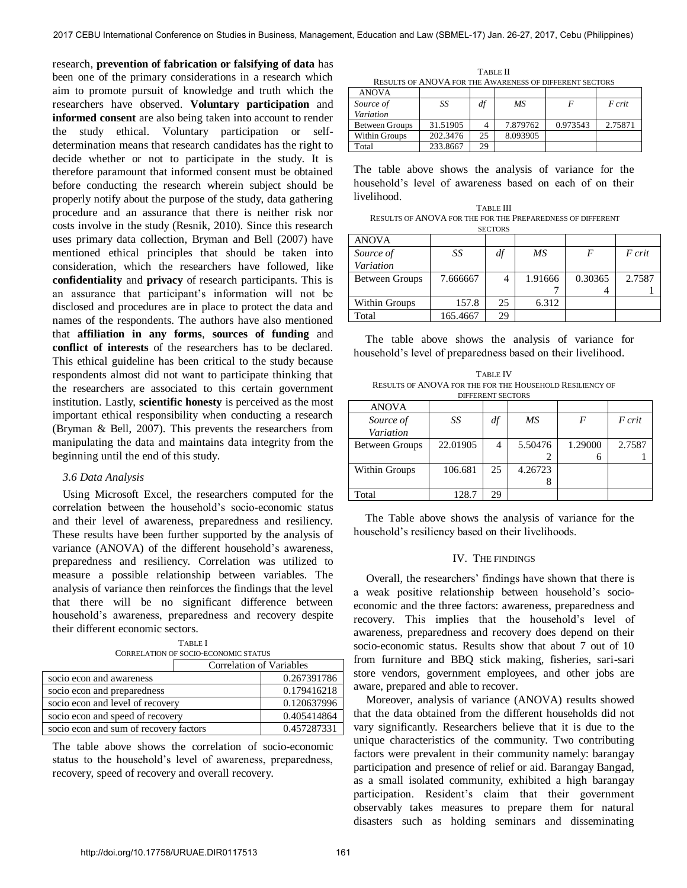research, **prevention of fabrication or falsifying of data** has been one of the primary considerations in a research which aim to promote pursuit of knowledge and truth which the researchers have observed. **Voluntary participation** and **informed consent** are also being taken into account to render the study ethical. Voluntary participation or self-determination means that research candidates has the right to decide whether or not to participate in the study. It is therefore paramount that informed consent must be obtained before conducting the research wherein subject should be properly notify about the purpose of the study, data gathering procedure and an assurance that there is neither risk nor costs involve in the study (Resnik, 2010). Since this research uses primary data collection, Bryman and Bell (2007) have mentioned ethical principles that should be taken into consideration, which the researchers have followed, like **confidentiality** and **privacy** of research participants. This is an assurance that participant's information will not be disclosed and procedures are in place to protect the data and names of the respondents. The authors have also mentioned that **affiliation in any forms**, **sources of funding** and **conflict of interests** of the researchers has to be declared. This ethical guideline has been critical to the study because respondents almost did not want to participate thinking that the researchers are associated to this certain government institution. Lastly, **scientific honesty** is perceived as the most important ethical responsibility when conducting a research (Bryman & Bell, 2007). This prevents the researchers from manipulating the data and maintains data integrity from the beginning until the end of this study.

### *3.6 Data Analysis*

Using Microsoft Excel, the researchers computed for the correlation between the household's socio-economic status and their level of awareness, preparedness and resiliency. These results have been further supported by the analysis of variance (ANOVA) of the different household's awareness, preparedness and resiliency. Correlation was utilized to measure a possible relationship between variables. The analysis of variance then reinforces the findings that the level that there will be no significant difference between household's awareness, preparedness and recovery despite their different economic sectors.

TABLE I
CORRELATION OF SOCIO-ECONOMIC STATUS

| | Correlation of Variables |
|---|---|
| socio econ and awareness | 0.267391786 |
| socio econ and preparedness | 0.179416218 |
| socio econ and level of recovery | 0.120637996 |
| socio econ and speed of recovery | 0.405414864 |
| socio econ and sum of recovery factors | 0.457287331 |

The table above shows the correlation of socio-economic status to the household's level of awareness, preparedness, recovery, speed of recovery and overall recovery.

TABLE II
RESULTS OF ANOVA FOR THE AWARENESS OF DIFFERENT SECTORS

| ANOVA | | | | | |
|---|---|---|---|---|---|
| *Source of Variation* | *SS* | *df* | *MS* | *F* | *F crit* |
| Between Groups | 31.51905 | 4 | 7.879762 | 0.973543 | 2.75871 |
| Within Groups | 202.3476 | 25 | 8.093905 | | |
| Total | 233.8667 | 29 | | | |

The table above shows the analysis of variance for the household's level of awareness based on each of on their livelihood.

TABLE III
RESULTS OF ANOVA FOR THE FOR THE PREPAREDNESS OF DIFFERENT SECTORS

| ANOVA | | | | | |
|---|---|---|---|---|---|
| *Source of Variation* | *SS* | *df* | *MS* | *F* | *F crit* |
| Between Groups | 7.666667 | 4 | 1.916667 | 0.303654 | 2.75871 |
| Within Groups | 157.8 | 25 | 6.312 | | |
| Total | 165.4667 | 29 | | | |

The table above shows the analysis of variance for household's level of preparedness based on their livelihood.

TABLE IV
RESULTS OF ANOVA FOR THE FOR THE HOUSEHOLD RESILIENCY OF DIFFERENT SECTORS

| ANOVA | | | | | |
|---|---|---|---|---|---|
| *Source of Variation* | *SS* | *df* | *MS* | *F* | *F crit* |
| Between Groups | 22.01905 | 4 | 5.504762 | 1.290006 | 2.75871 |
| Within Groups | 106.681 | 25 | 4.267238 | | |
| Total | 128.7 | 29 | | | |

The Table above shows the analysis of variance for the household's resiliency based on their livelihoods.

## IV. THE FINDINGS

Overall, the researchers' findings have shown that there is a weak positive relationship between household's socio-economic and the three factors: awareness, preparedness and recovery. This implies that the household's level of awareness, preparedness and recovery does depend on their socio-economic status. Results show that about 7 out of 10 from furniture and BBQ stick making, fisheries, sari-sari store vendors, government employees, and other jobs are aware, prepared and able to recover.

Moreover, analysis of variance (ANOVA) results showed that the data obtained from the different households did not vary significantly. Researchers believe that it is due to the unique characteristics of the community. Two contributing factors were prevalent in their community namely: barangay participation and presence of relief or aid. Barangay Bangad, as a small isolated community, exhibited a high barangay participation. Resident's claim that their government observably takes measures to prepare them for natural disasters such as holding seminars and disseminating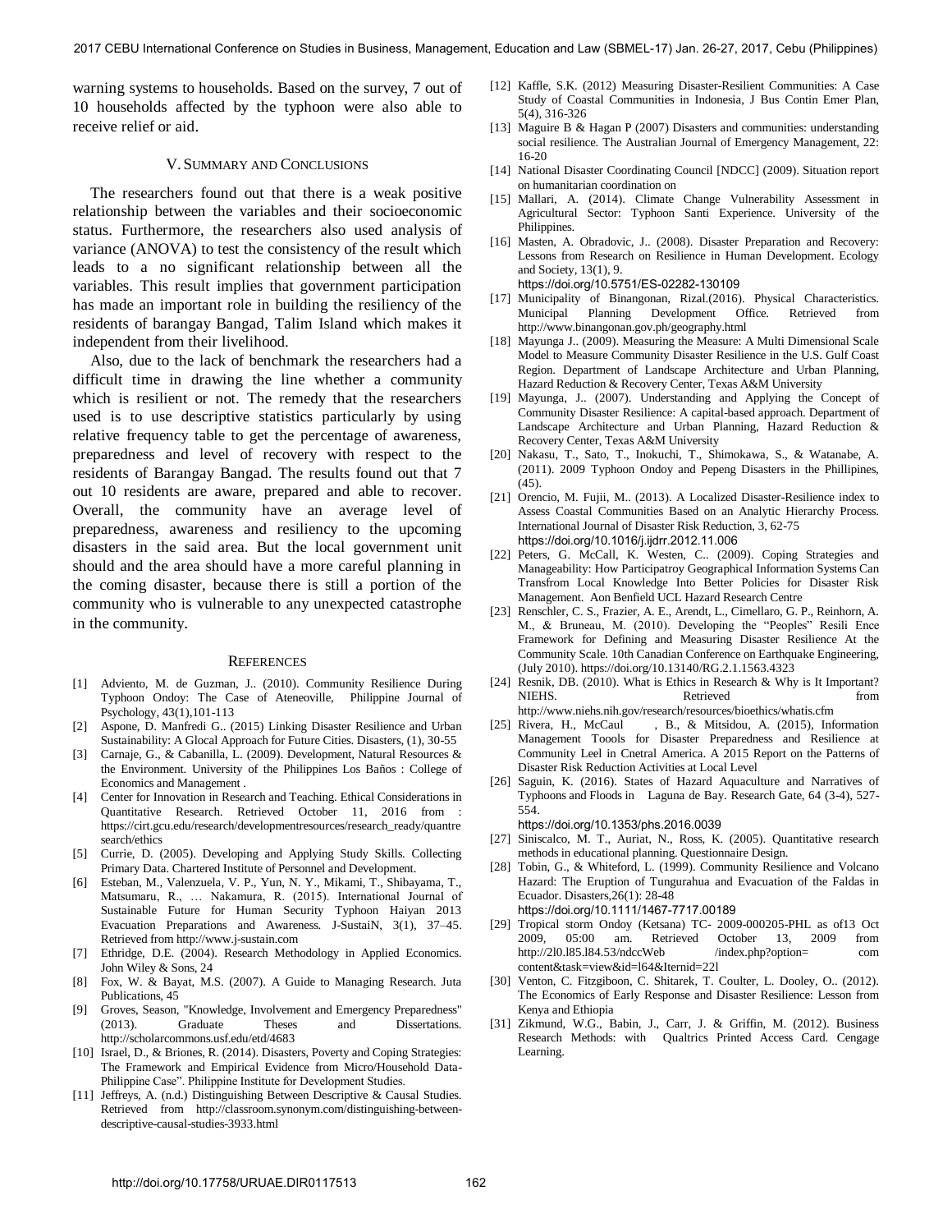warning systems to households. Based on the survey, 7 out of 10 households affected by the typhoon were also able to receive relief or aid.

## V. Summary and Conclusions

The researchers found out that there is a weak positive relationship between the variables and their socioeconomic status. Furthermore, the researchers also used analysis of variance (ANOVA) to test the consistency of the result which leads to a no significant relationship between all the variables. This result implies that government participation has made an important role in building the resiliency of the residents of barangay Bangad, Talim Island which makes it independent from their livelihood.

Also, due to the lack of benchmark the researchers had a difficult time in drawing the line whether a community which is resilient or not. The remedy that the researchers used is to use descriptive statistics particularly by using relative frequency table to get the percentage of awareness, preparedness and level of recovery with respect to the residents of Barangay Bangad. The results found out that 7 out 10 residents are aware, prepared and able to recover. Overall, the community have an average level of preparedness, awareness and resiliency to the upcoming disasters in the said area. But the local government unit should and the area should have a more careful planning in the coming disaster, because there is still a portion of the community who is vulnerable to any unexpected catastrophe in the community.

## References

[1] Adviento, M. de Guzman, J.. (2010). Community Resilience During Typhoon Ondoy: The Case of Ateneoville, Philippine Journal of Psychology, 43(1),101-113

[2] Aspone, D. Manfredi G.. (2015) Linking Disaster Resilience and Urban Sustainability: A Glocal Approach for Future Cities. Disasters, (1), 30-55

[3] Carnaje, G., & Cabanilla, L. (2009). Development, Natural Resources & the Environment. University of the Philippines Los Baños : College of Economics and Management .

[4] Center for Innovation in Research and Teaching. Ethical Considerations in Quantitative Research. Retrieved October 11, 2016 from : https://cirt.gcu.edu/research/developmentresources/research_ready/quantresearch/ethics

[5] Currie, D. (2005). Developing and Applying Study Skills. Collecting Primary Data. Chartered Institute of Personnel and Development.

[6] Esteban, M., Valenzuela, V. P., Yun, N. Y., Mikami, T., Shibayama, T., Matsumaru, R., … Nakamura, R. (2015). International Journal of Sustainable Future for Human Security Typhoon Haiyan 2013 Evacuation Preparations and Awareness. J-SustaiN, 3(1), 37–45. Retrieved from http://www.j-sustain.com

[7] Ethridge, D.E. (2004). Research Methodology in Applied Economics. John Wiley & Sons, 24

[8] Fox, W. & Bayat, M.S. (2007). A Guide to Managing Research. Juta Publications, 45

[9] Groves, Season, "Knowledge, Involvement and Emergency Preparedness" (2013). Graduate Theses and Dissertations. http://scholarcommons.usf.edu/etd/4683

[10] Israel, D., & Briones, R. (2014). Disasters, Poverty and Coping Strategies: The Framework and Empirical Evidence from Micro/Household Data-Philippine Case". Philippine Institute for Development Studies.

[11] Jeffreys, A. (n.d.) Distinguishing Between Descriptive & Causal Studies. Retrieved from http://classroom.synonym.com/distinguishing-between-descriptive-causal-studies-3933.html

[12] Kaffle, S.K. (2012) Measuring Disaster-Resilient Communities: A Case Study of Coastal Communities in Indonesia, J Bus Contin Emer Plan, 5(4), 316-326

[13] Maguire B & Hagan P (2007) Disasters and communities: understanding social resilience. The Australian Journal of Emergency Management, 22: 16-20

[14] National Disaster Coordinating Council [NDCC] (2009). Situation report on humanitarian coordination on

[15] Mallari, A. (2014). Climate Change Vulnerability Assessment in Agricultural Sector: Typhoon Santi Experience. University of the Philippines.

[16] Masten, A. Obradovic, J.. (2008). Disaster Preparation and Recovery: Lessons from Research on Resilience in Human Development. Ecology and Society, 13(1), 9. https://doi.org/10.5751/ES-02282-130109

[17] Municipality of Binangonan, Rizal.(2016). Physical Characteristics. Municipal Planning Development Office. Retrieved from http://www.binangonan.gov.ph/geography.html

[18] Mayunga J.. (2009). Measuring the Measure: A Multi Dimensional Scale Model to Measure Community Disaster Resilience in the U.S. Gulf Coast Region. Department of Landscape Architecture and Urban Planning, Hazard Reduction & Recovery Center, Texas A&M University

[19] Mayunga, J.. (2007). Understanding and Applying the Concept of Community Disaster Resilience: A capital-based approach. Department of Landscape Architecture and Urban Planning, Hazard Reduction & Recovery Center, Texas A&M University

[20] Nakasu, T., Sato, T., Inokuchi, T., Shimokawa, S., & Watanabe, A. (2011). 2009 Typhoon Ondoy and Pepeng Disasters in the Phillipines, (45).

[21] Orencio, M. Fujii, M.. (2013). A Localized Disaster-Resilience index to Assess Coastal Communities Based on an Analytic Hierarchy Process. International Journal of Disaster Risk Reduction, 3, 62-75 https://doi.org/10.1016/j.ijdrr.2012.11.006

[22] Peters, G. McCall, K. Westen, C.. (2009). Coping Strategies and Manageability: How Participatroy Geographical Information Systems Can Transfrom Local Knowledge Into Better Policies for Disaster Risk Management. Aon Benfield UCL Hazard Research Centre

[23] Renschler, C. S., Frazier, A. E., Arendt, L., Cimellaro, G. P., Reinhorn, A. M., & Bruneau, M. (2010). Developing the "Peoples" Resili Ence Framework for Defining and Measuring Disaster Resilience At the Community Scale. 10th Canadian Conference on Earthquake Engineering, (July 2010). https://doi.org/10.13140/RG.2.1.1563.4323

[24] Resnik, DB. (2010). What is Ethics in Research & Why is It Important? NIEHS. Retrieved from http://www.niehs.nih.gov/research/resources/bioethics/whatis.cfm

[25] Rivera, H., McCaul , B., & Mitsidou, A. (2015), Information Management Toools for Disaster Preparedness and Resilience at Community Leel in Cnetral America. A 2015 Report on the Patterns of Disaster Risk Reduction Activities at Local Level

[26] Saguin, K. (2016). States of Hazard Aquaculture and Narratives of Typhoons and Floods in Laguna de Bay. Research Gate, 64 (3-4), 527-554. https://doi.org/10.1353/phs.2016.0039

[27] Siniscalco, M. T., Auriat, N., Ross, K. (2005). Quantitative research methods in educational planning. Questionnaire Design.

[28] Tobin, G., & Whiteford, L. (1999). Community Resilience and Volcano Hazard: The Eruption of Tungurahua and Evacuation of the Faldas in Ecuador. Disasters,26(1): 28-48 https://doi.org/10.1111/1467-7717.00189

[29] Tropical storm Ondoy (Ketsana) TC- 2009-000205-PHL as of13 Oct 2009, 05:00 am. Retrieved October 13, 2009 from http://2l0.l85.l84.53/ndccWeb /index.php?option= com content&task=view&id=l64&Iternid=22l

[30] Venton, C. Fitzgiboon, C. Shitarek, T. Coulter, L. Dooley, O.. (2012). The Economics of Early Response and Disaster Resilience: Lesson from Kenya and Ethiopia

[31] Zikmund, W.G., Babin, J., Carr, J. & Griffin, M. (2012). Business Research Methods: with Qualtrics Printed Access Card. Cengage Learning.